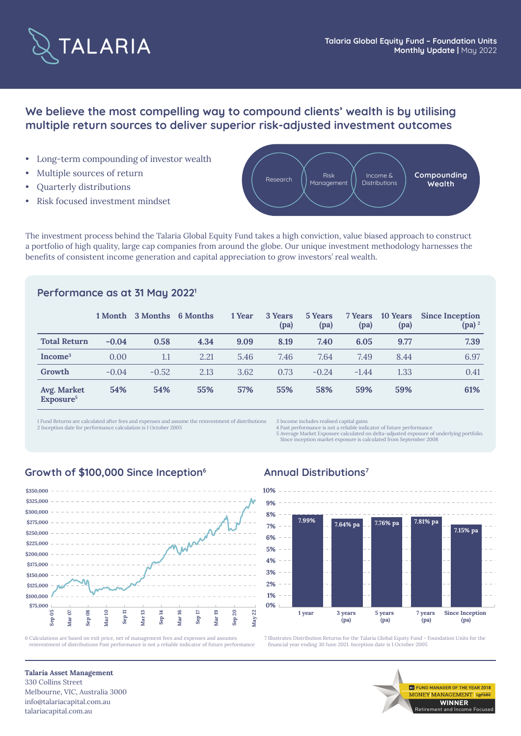# TALARIA

**Talaria Global Equity Fund – Foundation Units**
**Monthly Update** | May 2022

## We believe the most compelling way to compound clients' wealth is by utilising multiple return sources to deliver superior risk-adjusted investment outcomes

- Long-term compounding of investor wealth
- Multiple sources of return
- Quarterly distributions
- Risk focused investment mindset

Research → Risk Management → Income & Distributions → **Compounding Wealth**

The investment process behind the Talaria Global Equity Fund takes a high conviction, value biased approach to construct a portfolio of high quality, large cap companies from around the globe. Our unique investment methodology harnesses the benefits of consistent income generation and capital appreciation to grow investors' real wealth.

### Performance as at 31 May 2022[1]

| | 1 Month | 3 Months | 6 Months | 1 Year | 3 Years (pa) | 5 Years (pa) | 7 Years (pa) | 10 Years (pa) | Since Inception (pa)[2] |
|---|---|---|---|---|---|---|---|---|---|
| **Total Return** | **-0.04** | **0.58** | **4.34** | **9.09** | **8.19** | **7.40** | **6.05** | **9.77** | **7.39** |
| **Income[3]** | 0.00 | 1.1 | 2.21 | 5.46 | 7.46 | 7.64 | 7.49 | 8.44 | 6.97 |
| **Growth** | -0.04 | -0.52 | 2.13 | 3.62 | 0.73 | -0.24 | -1.44 | 1.33 | 0.41 |
| **Avg. Market Exposure[5]** | **54%** | **54%** | **55%** | **57%** | **55%** | **58%** | **59%** | **59%** | **61%** |

1 Fund Returns are calculated after fees and expenses and assume the reinvestment of distributions
2 Inception date for performance calculation is 1 October 2005
3 Income includes realised capital gains
4 Past performance is not a reliable indicator of future performance
5 Average Market Exposure calculated on delta-adjusted exposure of underlying portfolio. Since inception market exposure is calculated from September 2008

### Growth of $100,000 Since Inception[6]

6 Calculations are based on exit price, net of management fees and expenses and assumes reinvestment of distributions Past performance is not a reliable indicator of future performance

### Annual Distributions[7]

| 1 year | 3 years (pa) | 5 years (pa) | 7 years (pa) | Since Inception (pa) |
|---|---|---|---|---|
| 7.99% | 7.64% pa | 7.76% pa | 7.81% pa | 7.15% pa |

7 Illustrates Distribution Returns for the Talaria Global Equity Fund - Foundation Units for the financial year ending 30 June 2021. Inception date is 1 October 2005

**Talaria Asset Management**
330 Collins Street
Melbourne, VIC, Australia 3000
info@talariacapital.com.au
talariacapital.com.au

FUND MANAGER OF THE YEAR 2018 – MONEY MANAGEMENT Lonsec – WINNER – Retirement and Income Focused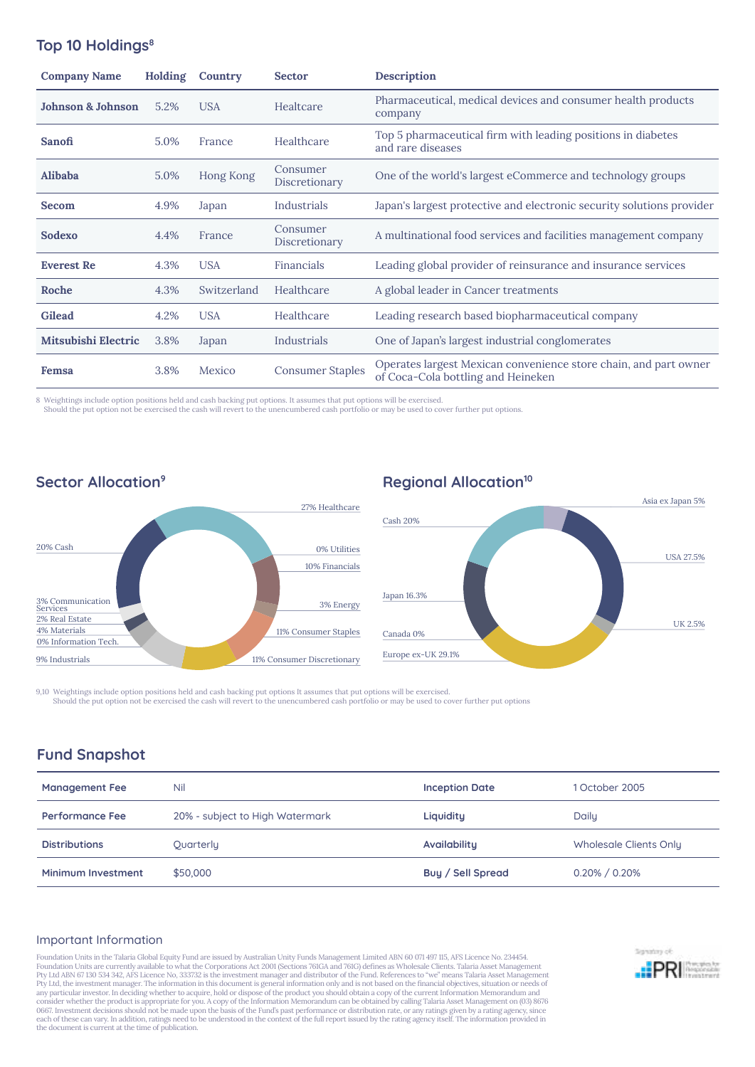## Top 10 Holdings[8]

| Company Name | Holding | Country | Sector | Description |
|---|---|---|---|---|
| **Johnson & Johnson** | 5.2% | USA | Healtcare | Pharmaceutical, medical devices and consumer health products company |
| **Sanofi** | 5.0% | France | Healthcare | Top 5 pharmaceutical firm with leading positions in diabetes and rare diseases |
| **Alibaba** | 5.0% | Hong Kong | Consumer Discretionary | One of the world's largest eCommerce and technology groups |
| **Secom** | 4.9% | Japan | Industrials | Japan's largest protective and electronic security solutions provider |
| **Sodexo** | 4.4% | France | Consumer Discretionary | A multinational food services and facilities management company |
| **Everest Re** | 4.3% | USA | Financials | Leading global provider of reinsurance and insurance services |
| **Roche** | 4.3% | Switzerland | Healthcare | A global leader in Cancer treatments |
| **Gilead** | 4.2% | USA | Healthcare | Leading research based biopharmaceutical company |
| **Mitsubishi Electric** | 3.8% | Japan | Industrials | One of Japan's largest industrial conglomerates |
| **Femsa** | 3.8% | Mexico | Consumer Staples | Operates largest Mexican convenience store chain, and part owner of Coca-Cola bottling and Heineken |

8 Weightings include option positions held and cash backing put options. It assumes that put options will be exercised. Should the put option not be exercised the cash will revert to the unencumbered cash portfolio or may be used to cover further put options.

## Sector Allocation[9]

27% Healthcare
0% Utilities
10% Financials
3% Energy
11% Consumer Staples
11% Consumer Discretionary
9% Industrials
0% Information Tech.
4% Materials
2% Real Estate
3% Communication Services
20% Cash

## Regional Allocation[10]

Asia ex Japan 5%
USA 27.5%
UK 2.5%
Europe ex-UK 29.1%
Canada 0%
Japan 16.3%
Cash 20%

9,10 Weightings include option positions held and cash backing put options It assumes that put options will be exercised. Should the put option not be exercised the cash will revert to the unencumbered cash portfolio or may be used to cover further put options

## Fund Snapshot

| | | | |
|---|---|---|---|
| **Management Fee** | Nil | **Inception Date** | 1 October 2005 |
| **Performance Fee** | 20% - subject to High Watermark | **Liquidity** | Daily |
| **Distributions** | Quarterly | **Availability** | Wholesale Clients Only |
| **Minimum Investment** | $50,000 | **Buy / Sell Spread** | 0.20% / 0.20% |

### Important Information

Foundation Units in the Talaria Global Equity Fund are issued by Australian Unity Funds Management Limited ABN 60 071 497 115, AFS Licence No. 234454. Foundation Units are currently available to what the Corporations Act 2001 (Sections 761GA and 761G) defines as Wholesale Clients. Talaria Asset Management Pty Ltd ABN 67 130 534 342, AFS Licence No, 333732 is the investment manager and distributor of the Fund. References to "we" means Talaria Asset Management Pty Ltd, the investment manager. The information in this document is general information only and is not based on the financial objectives, situation or needs of any particular investor. In deciding whether to acquire, hold or dispose of the product you should obtain a copy of the current Information Memorandum and consider whether the product is appropriate for you. A copy of the Information Memorandum can be obtained by calling Talaria Asset Management on (03) 8676 0667. Investment decisions should not be made upon the basis of the Fund's past performance or distribution rate, or any ratings given by a rating agency, since each of these can vary. In addition, ratings need to be understood in the context of the full report issued by the rating agency itself. The information provided in the document is current at the time of publication.

Signatory of: PRI Principles for Responsible Investment